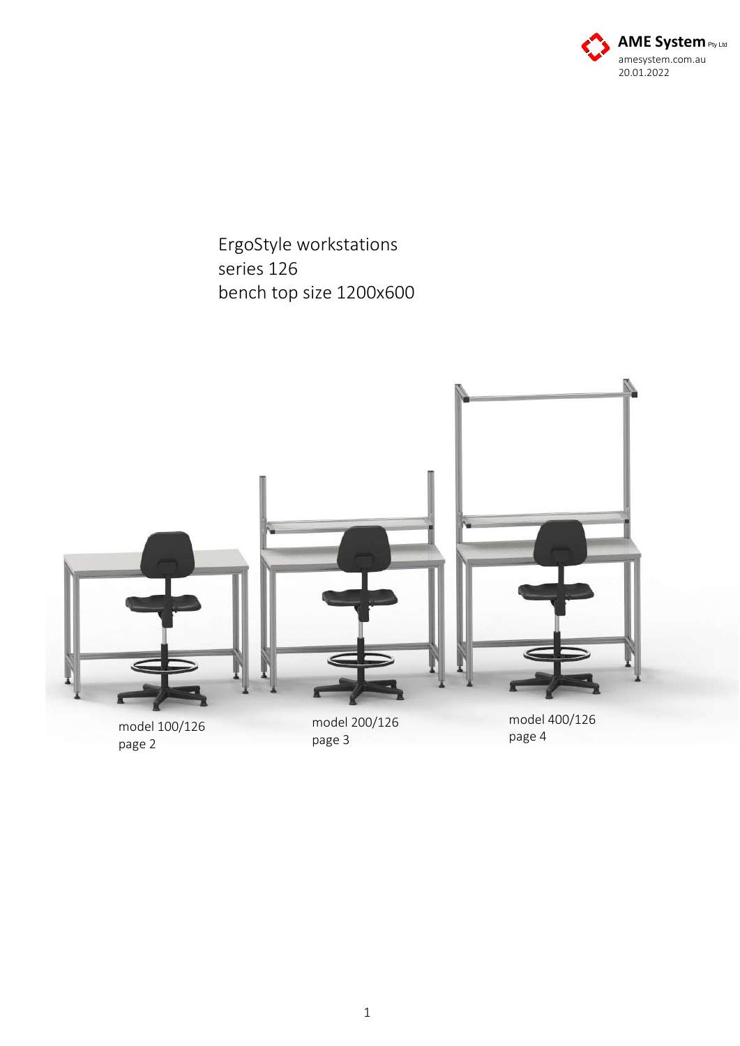AME System Pty Ltd
amesystem.com.au
20.01.2022

# ErgoStyle workstations
series 126
bench top size 1200x600

model 100/126
page 2

model 200/126
page 3

model 400/126
page 4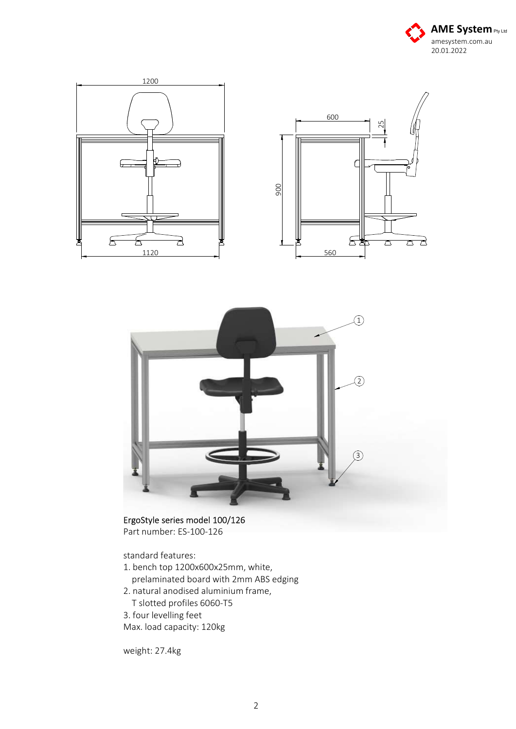ErgoStyle series model 100/126
Part number: ES-100-126

standard features:

1. bench top 1200x600x25mm, white, prelaminated board with 2mm ABS edging
2. natural anodised aluminium frame, T slotted profiles 6060-T5
3. four levelling feet

Max. load capacity: 120kg

weight: 27.4kg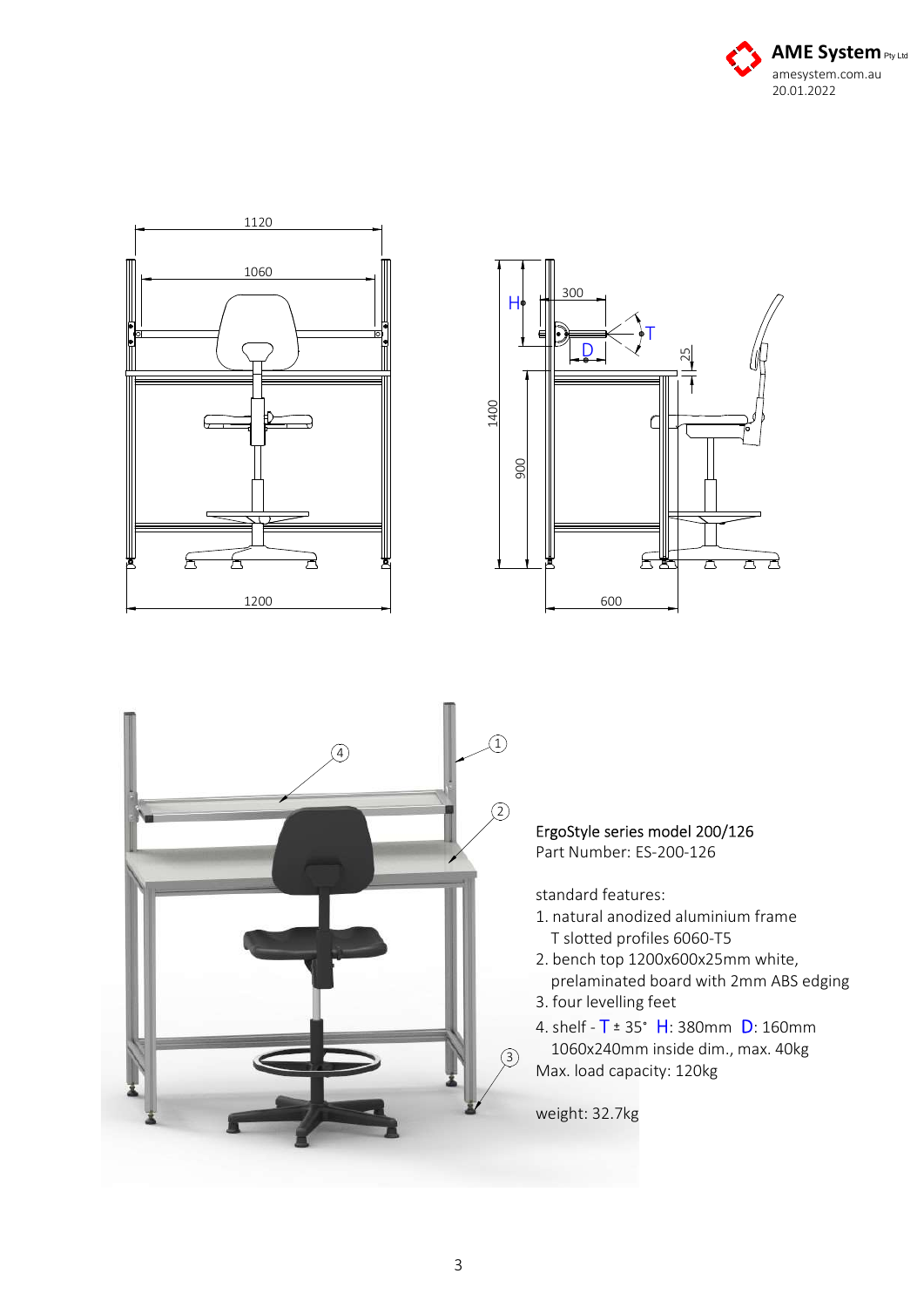AME System Pty Ltd
amesystem.com.au
20.01.2022

ErgoStyle series model 200/126
Part Number: ES-200-126

standard features:

1. natural anodized aluminium frame
   T slotted profiles 6060-T5
2. bench top 1200x600x25mm white,
   prelaminated board with 2mm ABS edging
3. four levelling feet
4. shelf - T ± 35° H: 380mm D: 160mm
   1060x240mm inside dim., max. 40kg

Max. load capacity: 120kg

weight: 32.7kg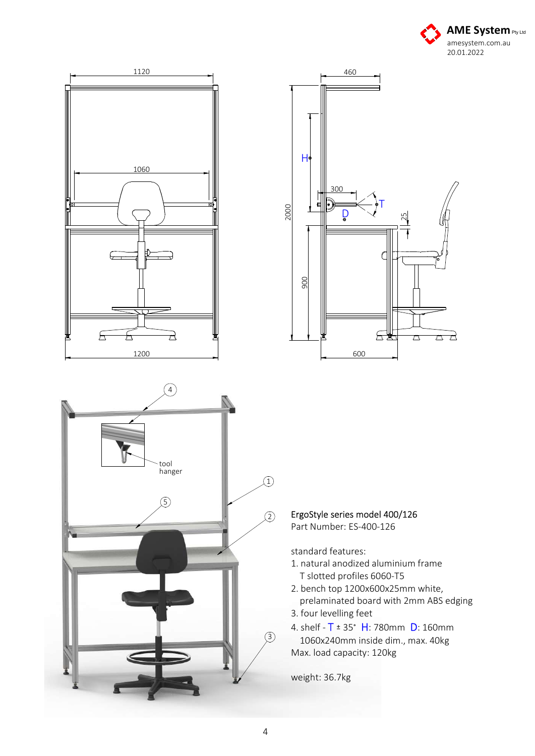AME System Pty Ltd
amesystem.com.au
20.01.2022

1120

1060

1200

460

H

300

T

D

2000

25

900

600

4

tool hanger

1

5

2

3

ErgoStyle series model 400/126
Part Number: ES-400-126

standard features:

1. natural anodized aluminium frame
   T slotted profiles 6060-T5
2. bench top 1200x600x25mm white,
   prelaminated board with 2mm ABS edging
3. four levelling feet
4. shelf - T ± 35° H: 780mm D: 160mm
   1060x240mm inside dim., max. 40kg

Max. load capacity: 120kg

weight: 36.7kg